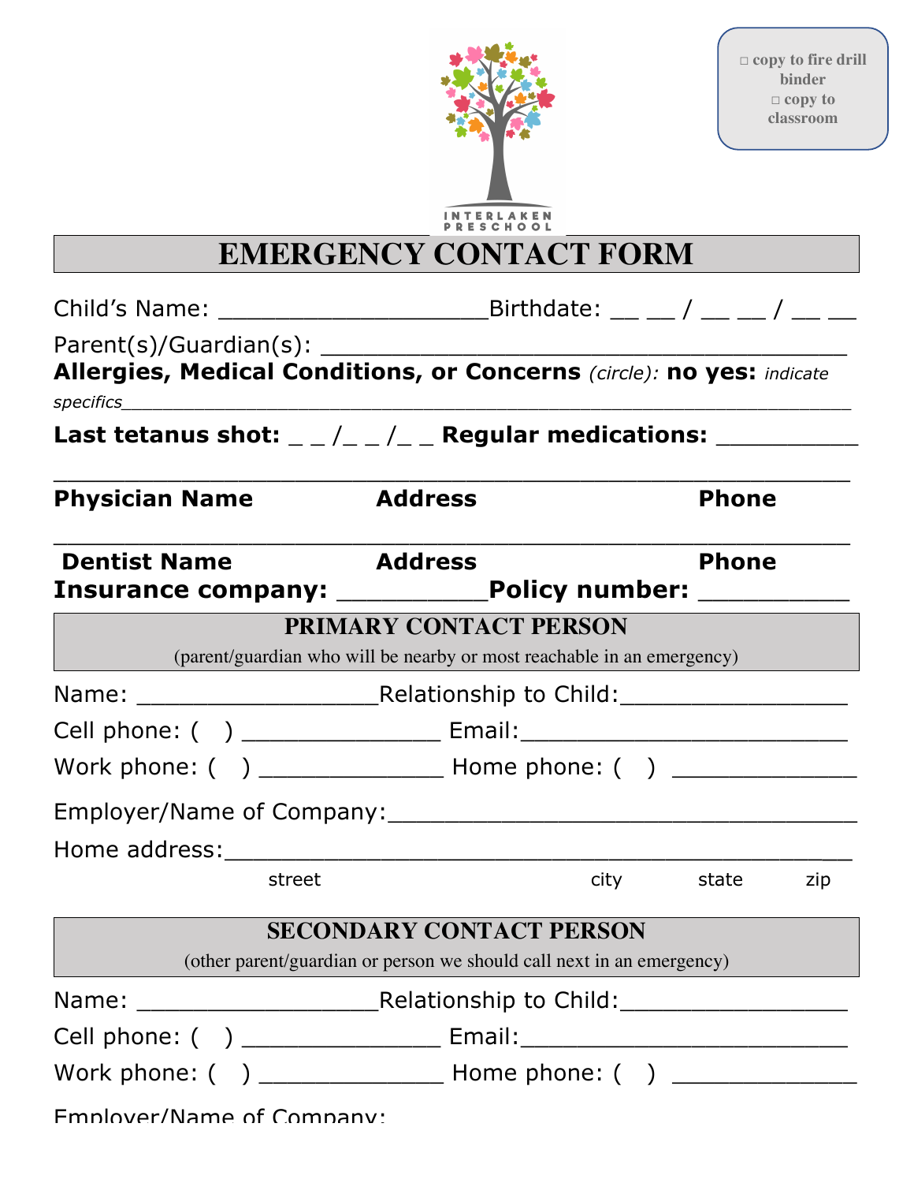INTERLAKEN PRESCHOOL

□ copy to fire drill binder
□ copy to classroom

# EMERGENCY CONTACT FORM

Child's Name: ____________________Birthdate: __ __ / __ __ / __ __

Parent(s)/Guardian(s): ________________________________________

**Allergies, Medical Conditions, or Concerns** *(circle):* **no yes:** *indicate specifics*_____________________________________________________________________

**Last tetanus shot:** _ _ /_ _ /_ _ **Regular medications:** __________

___________________________________________________________

**Physician Name** **Address** **Phone**

___________________________________________________________

**Dentist Name** **Address** **Phone**

**Insurance company:** __________**Policy number:** __________

## PRIMARY CONTACT PERSON

(parent/guardian who will be nearby or most reachable in an emergency)

Name: __________________Relationship to Child:_________________

Cell phone: ( ) _______________ Email:_________________________

Work phone: ( ) ______________ Home phone: ( ) ______________

Employer/Name of Company:___________________________________

Home address:______________________________________________

street city state zip

## SECONDARY CONTACT PERSON

(other parent/guardian or person we should call next in an emergency)

Name: __________________Relationship to Child:_________________

Cell phone: ( ) _______________ Email:_________________________

Work phone: ( ) ______________ Home phone: ( ) ______________

Employer/Name of Company: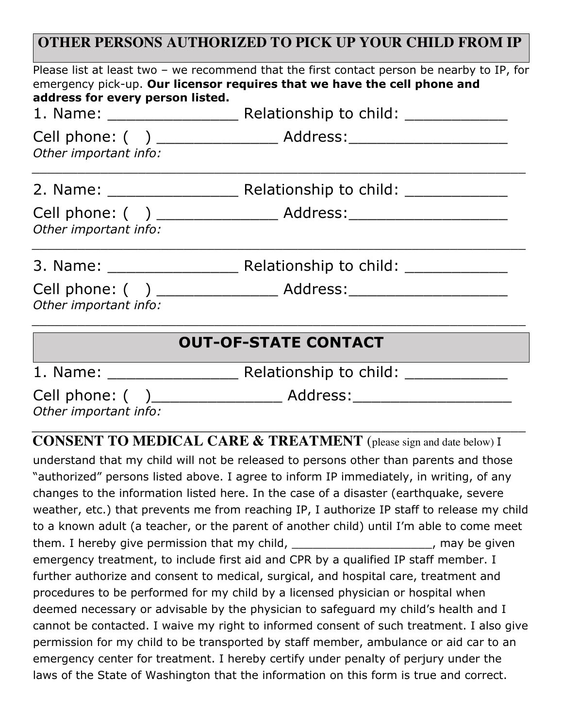## OTHER PERSONS AUTHORIZED TO PICK UP YOUR CHILD FROM IP

Please list at least two – we recommend that the first contact person be nearby to IP, for emergency pick-up. **Our licensor requires that we have the cell phone and address for every person listed.**

1. Name: ______________ Relationship to child: ___________

Cell phone: ( ) _____________ Address:_________________

*Other important info:*

____________________________________________________________

2. Name: ______________ Relationship to child: ___________

Cell phone: ( ) _____________ Address:_________________

*Other important info:*

____________________________________________________________

3. Name: ______________ Relationship to child: ___________

Cell phone: ( ) _____________ Address:_________________

*Other important info:*

____________________________________________________________

## OUT-OF-STATE CONTACT

1. Name: ______________ Relationship to child: ___________

Cell phone: ( )______________ Address:_________________

*Other important info:*

____________________________________________________________

**CONSENT TO MEDICAL CARE & TREATMENT** (please sign and date below) I understand that my child will not be released to persons other than parents and those "authorized" persons listed above. I agree to inform IP immediately, in writing, of any changes to the information listed here. In the case of a disaster (earthquake, severe weather, etc.) that prevents me from reaching IP, I authorize IP staff to release my child to a known adult (a teacher, or the parent of another child) until I'm able to come meet them. I hereby give permission that my child, ____________________, may be given emergency treatment, to include first aid and CPR by a qualified IP staff member. I further authorize and consent to medical, surgical, and hospital care, treatment and procedures to be performed for my child by a licensed physician or hospital when deemed necessary or advisable by the physician to safeguard my child's health and I cannot be contacted. I waive my right to informed consent of such treatment. I also give permission for my child to be transported by staff member, ambulance or aid car to an emergency center for treatment. I hereby certify under penalty of perjury under the laws of the State of Washington that the information on this form is true and correct.